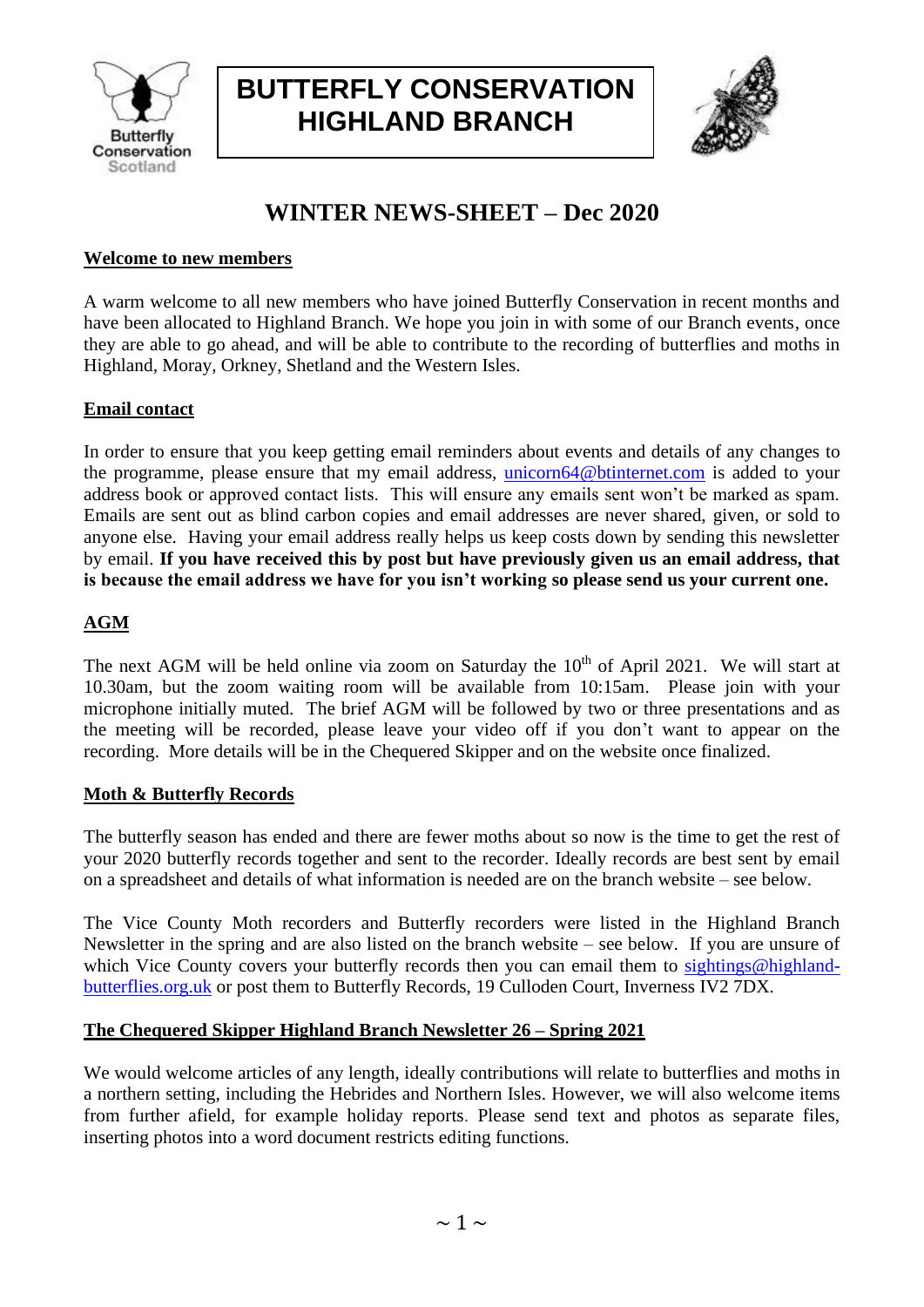# BUTTERFLY CONSERVATION HIGHLAND BRANCH

## WINTER NEWS-SHEET – Dec 2020

### Welcome to new members

A warm welcome to all new members who have joined Butterfly Conservation in recent months and have been allocated to Highland Branch. We hope you join in with some of our Branch events, once they are able to go ahead, and will be able to contribute to the recording of butterflies and moths in Highland, Moray, Orkney, Shetland and the Western Isles.

### Email contact

In order to ensure that you keep getting email reminders about events and details of any changes to the programme, please ensure that my email address, unicorn64@btinternet.com is added to your address book or approved contact lists. This will ensure any emails sent won't be marked as spam. Emails are sent out as blind carbon copies and email addresses are never shared, given, or sold to anyone else. Having your email address really helps us keep costs down by sending this newsletter by email. **If you have received this by post but have previously given us an email address, that is because the email address we have for you isn't working so please send us your current one.**

### AGM

The next AGM will be held online via zoom on Saturday the 10th of April 2021. We will start at 10.30am, but the zoom waiting room will be available from 10:15am. Please join with your microphone initially muted. The brief AGM will be followed by two or three presentations and as the meeting will be recorded, please leave your video off if you don't want to appear on the recording. More details will be in the Chequered Skipper and on the website once finalized.

### Moth & Butterfly Records

The butterfly season has ended and there are fewer moths about so now is the time to get the rest of your 2020 butterfly records together and sent to the recorder. Ideally records are best sent by email on a spreadsheet and details of what information is needed are on the branch website – see below.

The Vice County Moth recorders and Butterfly recorders were listed in the Highland Branch Newsletter in the spring and are also listed on the branch website – see below. If you are unsure of which Vice County covers your butterfly records then you can email them to sightings@highland-butterflies.org.uk or post them to Butterfly Records, 19 Culloden Court, Inverness IV2 7DX.

### The Chequered Skipper Highland Branch Newsletter 26 – Spring 2021

We would welcome articles of any length, ideally contributions will relate to butterflies and moths in a northern setting, including the Hebrides and Northern Isles. However, we will also welcome items from further afield, for example holiday reports. Please send text and photos as separate files, inserting photos into a word document restricts editing functions.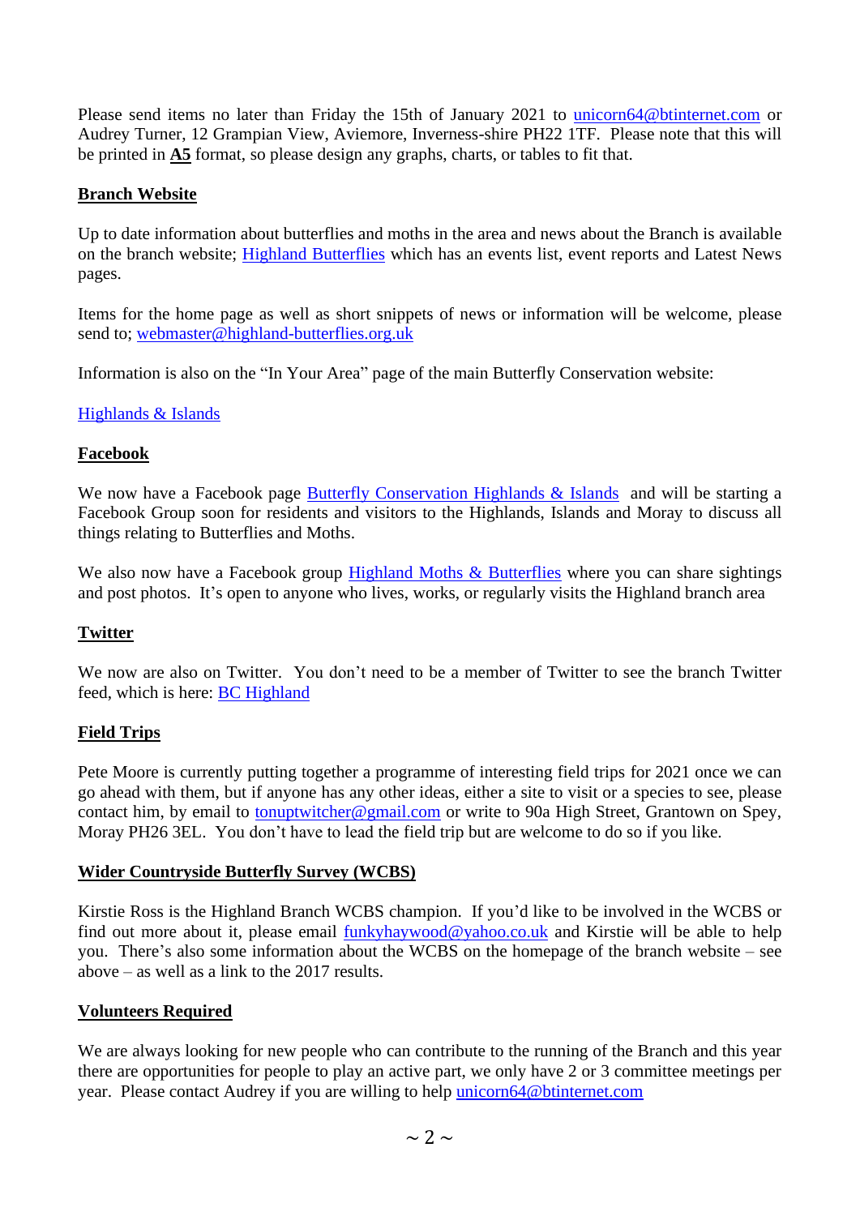Please send items no later than Friday the 15th of January 2021 to unicorn64@btinternet.com or Audrey Turner, 12 Grampian View, Aviemore, Inverness-shire PH22 1TF. Please note that this will be printed in **A5** format, so please design any graphs, charts, or tables to fit that.

## Branch Website

Up to date information about butterflies and moths in the area and news about the Branch is available on the branch website; Highland Butterflies which has an events list, event reports and Latest News pages.

Items for the home page as well as short snippets of news or information will be welcome, please send to; webmaster@highland-butterflies.org.uk

Information is also on the "In Your Area" page of the main Butterfly Conservation website:

Highlands & Islands

## Facebook

We now have a Facebook page Butterfly Conservation Highlands & Islands and will be starting a Facebook Group soon for residents and visitors to the Highlands, Islands and Moray to discuss all things relating to Butterflies and Moths.

We also now have a Facebook group Highland Moths & Butterflies where you can share sightings and post photos. It's open to anyone who lives, works, or regularly visits the Highland branch area

## Twitter

We now are also on Twitter. You don't need to be a member of Twitter to see the branch Twitter feed, which is here: BC Highland

## Field Trips

Pete Moore is currently putting together a programme of interesting field trips for 2021 once we can go ahead with them, but if anyone has any other ideas, either a site to visit or a species to see, please contact him, by email to tonuptwitcher@gmail.com or write to 90a High Street, Grantown on Spey, Moray PH26 3EL. You don't have to lead the field trip but are welcome to do so if you like.

## Wider Countryside Butterfly Survey (WCBS)

Kirstie Ross is the Highland Branch WCBS champion. If you'd like to be involved in the WCBS or find out more about it, please email funkyhaywood@yahoo.co.uk and Kirstie will be able to help you. There's also some information about the WCBS on the homepage of the branch website – see above – as well as a link to the 2017 results.

## Volunteers Required

We are always looking for new people who can contribute to the running of the Branch and this year there are opportunities for people to play an active part, we only have 2 or 3 committee meetings per year. Please contact Audrey if you are willing to help unicorn64@btinternet.com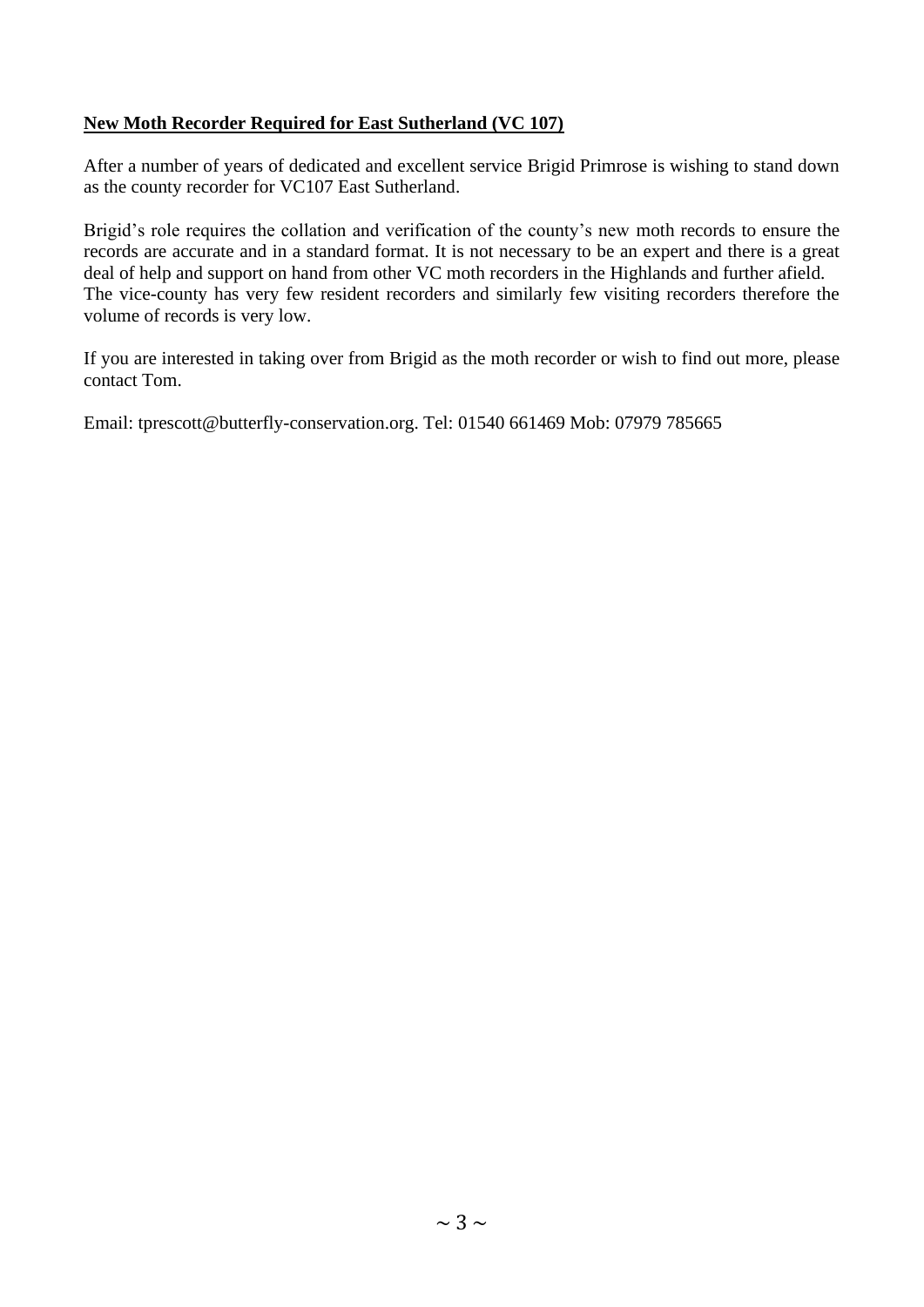**New Moth Recorder Required for East Sutherland (VC 107)**

After a number of years of dedicated and excellent service Brigid Primrose is wishing to stand down as the county recorder for VC107 East Sutherland.

Brigid's role requires the collation and verification of the county's new moth records to ensure the records are accurate and in a standard format. It is not necessary to be an expert and there is a great deal of help and support on hand from other VC moth recorders in the Highlands and further afield. The vice-county has very few resident recorders and similarly few visiting recorders therefore the volume of records is very low.

If you are interested in taking over from Brigid as the moth recorder or wish to find out more, please contact Tom.

Email: tprescott@butterfly-conservation.org. Tel: 01540 661469 Mob: 07979 785665